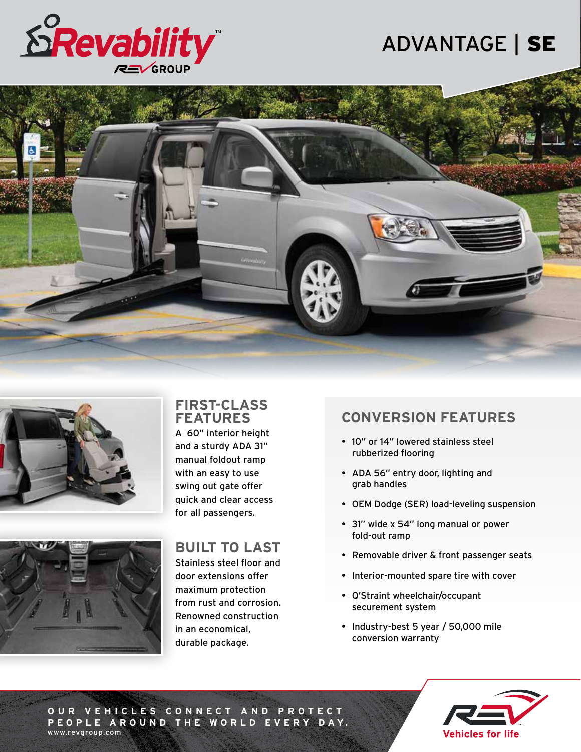# Revability

REV GROUP

## ADVANTAGE | SE

## FIRST-CLASS FEATURES

A 60" interior height and a sturdy ADA 31" manual foldout ramp with an easy to use swing out gate offer quick and clear access for all passengers.

## BUILT TO LAST

Stainless steel floor and door extensions offer maximum protection from rust and corrosion. Renowned construction in an economical, durable package.

## CONVERSION FEATURES

- 10" or 14" lowered stainless steel rubberized flooring
- ADA 56" entry door, lighting and grab handles
- OEM Dodge (SER) load-leveling suspension
- 31" wide x 54" long manual or power fold-out ramp
- Removable driver & front passenger seats
- Interior-mounted spare tire with cover
- Q'Straint wheelchair/occupant securement system
- Industry-best 5 year / 50,000 mile conversion warranty

OUR VEHICLES CONNECT AND PROTECT PEOPLE AROUND THE WORLD EVERY DAY.

www.revgroup.com

REV Vehicles for life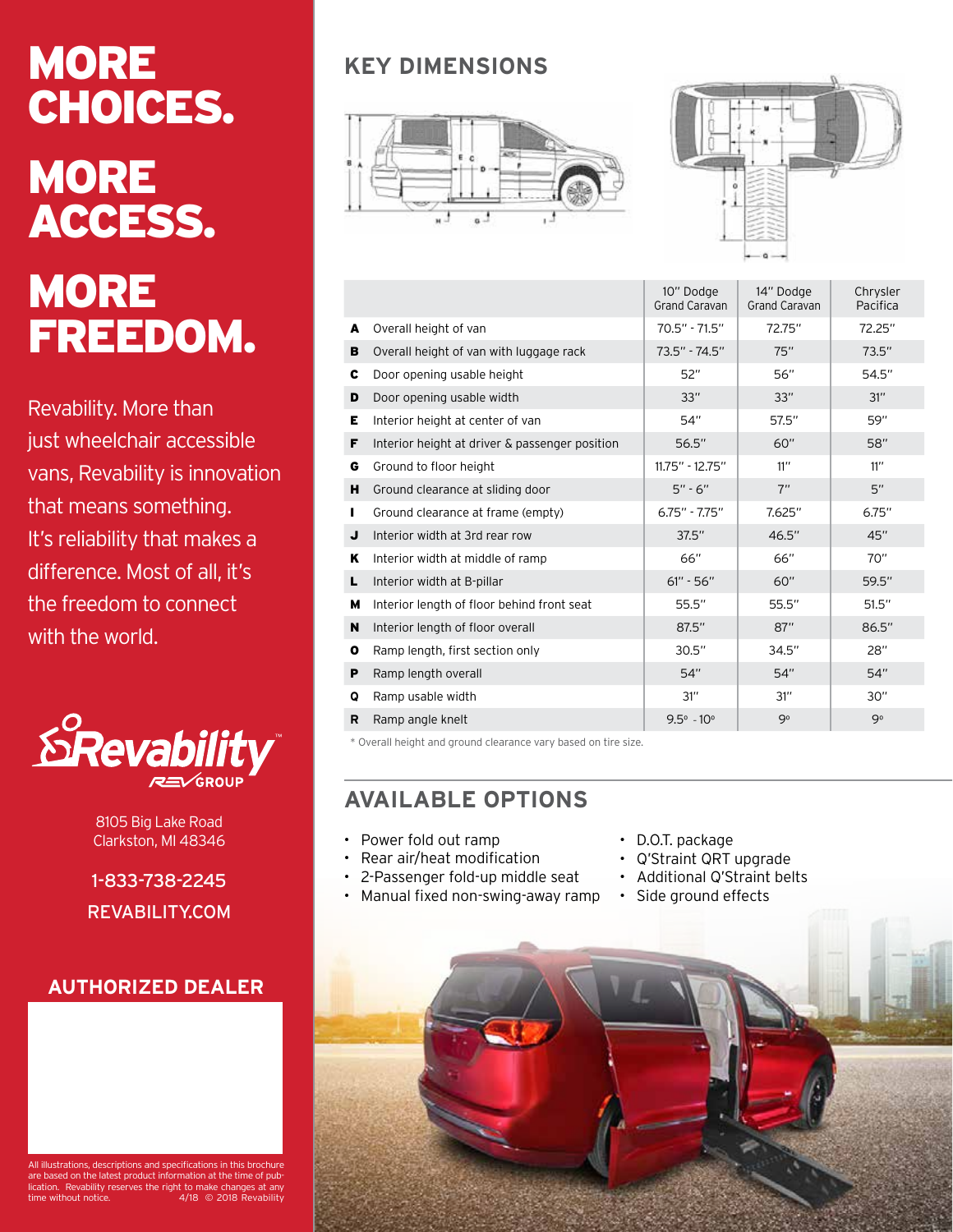# MORE CHOICES.

# MORE ACCESS.

# MORE FREEDOM.

Revability. More than just wheelchair accessible vans, Revability is innovation that means something. It's reliability that makes a difference. Most of all, it's the freedom to connect with the world.

Revability REV GROUP

8105 Big Lake Road
Clarkston, MI 48346

1-833-738-2245
REVABILITY.COM

## AUTHORIZED DEALER

All illustrations, descriptions and specifications in this brochure are based on the latest product information at the time of publication. Revability reserves the right to make changes at any time without notice. 4/18 © 2018 Revability

## KEY DIMENSIONS

| | | 10" Dodge Grand Caravan | 14" Dodge Grand Caravan | Chrysler Pacifica |
|---|---|---|---|---|
| **A** | Overall height of van | 70.5" - 71.5" | 72.75" | 72.25" |
| **B** | Overall height of van with luggage rack | 73.5" - 74.5" | 75" | 73.5" |
| **C** | Door opening usable height | 52" | 56" | 54.5" |
| **D** | Door opening usable width | 33" | 33" | 31" |
| **E** | Interior height at center of van | 54" | 57.5" | 59" |
| **F** | Interior height at driver & passenger position | 56.5" | 60" | 58" |
| **G** | Ground to floor height | 11.75" - 12.75" | 11" | 11" |
| **H** | Ground clearance at sliding door | 5" - 6" | 7" | 5" |
| **I** | Ground clearance at frame (empty) | 6.75" - 7.75" | 7.625" | 6.75" |
| **J** | Interior width at 3rd rear row | 37.5" | 46.5" | 45" |
| **K** | Interior width at middle of ramp | 66" | 66" | 70" |
| **L** | Interior width at B-pillar | 61" - 56" | 60" | 59.5" |
| **M** | Interior length of floor behind front seat | 55.5" | 55.5" | 51.5" |
| **N** | Interior length of floor overall | 87.5" | 87" | 86.5" |
| **O** | Ramp length, first section only | 30.5" | 34.5" | 28" |
| **P** | Ramp length overall | 54" | 54" | 54" |
| **Q** | Ramp usable width | 31" | 31" | 30" |
| **R** | Ramp angle knelt | 9.5° - 10° | 9° | 9° |

\* Overall height and ground clearance vary based on tire size.

## AVAILABLE OPTIONS

- Power fold out ramp
- Rear air/heat modification
- 2-Passenger fold-up middle seat
- Manual fixed non-swing-away ramp
- D.O.T. package
- Q'Straint QRT upgrade
- Additional Q'Straint belts
- Side ground effects